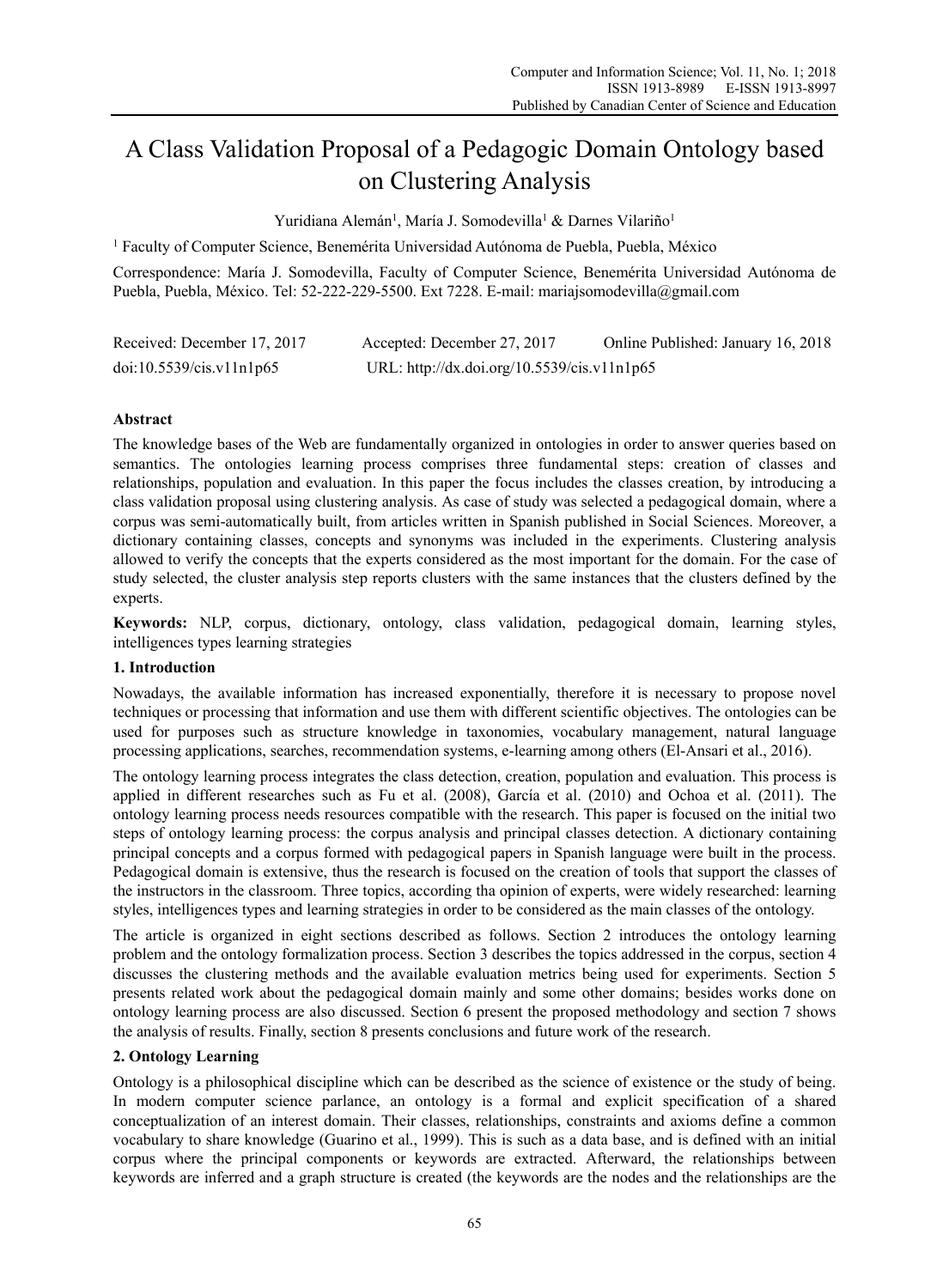# A Class Validation Proposal of a Pedagogic Domain Ontology based on Clustering Analysis

Yuridiana Alemán[1], María J. Somodevilla[1] & Darnes Vilariño[1]

[1] Faculty of Computer Science, Benemérita Universidad Autónoma de Puebla, Puebla, México

Correspondence: María J. Somodevilla, Faculty of Computer Science, Benemérita Universidad Autónoma de Puebla, Puebla, México. Tel: 52-222-229-5500. Ext 7228. E-mail: mariajsomodevilla@gmail.com

Received: December 17, 2017  Accepted: December 27, 2017  Online Published: January 16, 2018

doi:10.5539/cis.v11n1p65  URL: http://dx.doi.org/10.5539/cis.v11n1p65

## Abstract

The knowledge bases of the Web are fundamentally organized in ontologies in order to answer queries based on semantics. The ontologies learning process comprises three fundamental steps: creation of classes and relationships, population and evaluation. In this paper the focus includes the classes creation, by introducing a class validation proposal using clustering analysis. As case of study was selected a pedagogical domain, where a corpus was semi-automatically built, from articles written in Spanish published in Social Sciences. Moreover, a dictionary containing classes, concepts and synonyms was included in the experiments. Clustering analysis allowed to verify the concepts that the experts considered as the most important for the domain. For the case of study selected, the cluster analysis step reports clusters with the same instances that the clusters defined by the experts.

**Keywords:** NLP, corpus, dictionary, ontology, class validation, pedagogical domain, learning styles, intelligences types learning strategies

## 1. Introduction

Nowadays, the available information has increased exponentially, therefore it is necessary to propose novel techniques or processing that information and use them with different scientific objectives. The ontologies can be used for purposes such as structure knowledge in taxonomies, vocabulary management, natural language processing applications, searches, recommendation systems, e-learning among others (El-Ansari et al., 2016).

The ontology learning process integrates the class detection, creation, population and evaluation. This process is applied in different researches such as Fu et al. (2008), García et al. (2010) and Ochoa et al. (2011). The ontology learning process needs resources compatible with the research. This paper is focused on the initial two steps of ontology learning process: the corpus analysis and principal classes detection. A dictionary containing principal concepts and a corpus formed with pedagogical papers in Spanish language were built in the process. Pedagogical domain is extensive, thus the research is focused on the creation of tools that support the classes of the instructors in the classroom. Three topics, according tha opinion of experts, were widely researched: learning styles, intelligences types and learning strategies in order to be considered as the main classes of the ontology.

The article is organized in eight sections described as follows. Section 2 introduces the ontology learning problem and the ontology formalization process. Section 3 describes the topics addressed in the corpus, section 4 discusses the clustering methods and the available evaluation metrics being used for experiments. Section 5 presents related work about the pedagogical domain mainly and some other domains; besides works done on ontology learning process are also discussed. Section 6 present the proposed methodology and section 7 shows the analysis of results. Finally, section 8 presents conclusions and future work of the research.

## 2. Ontology Learning

Ontology is a philosophical discipline which can be described as the science of existence or the study of being. In modern computer science parlance, an ontology is a formal and explicit specification of a shared conceptualization of an interest domain. Their classes, relationships, constraints and axioms define a common vocabulary to share knowledge (Guarino et al., 1999). This is such as a data base, and is defined with an initial corpus where the principal components or keywords are extracted. Afterward, the relationships between keywords are inferred and a graph structure is created (the keywords are the nodes and the relationships are the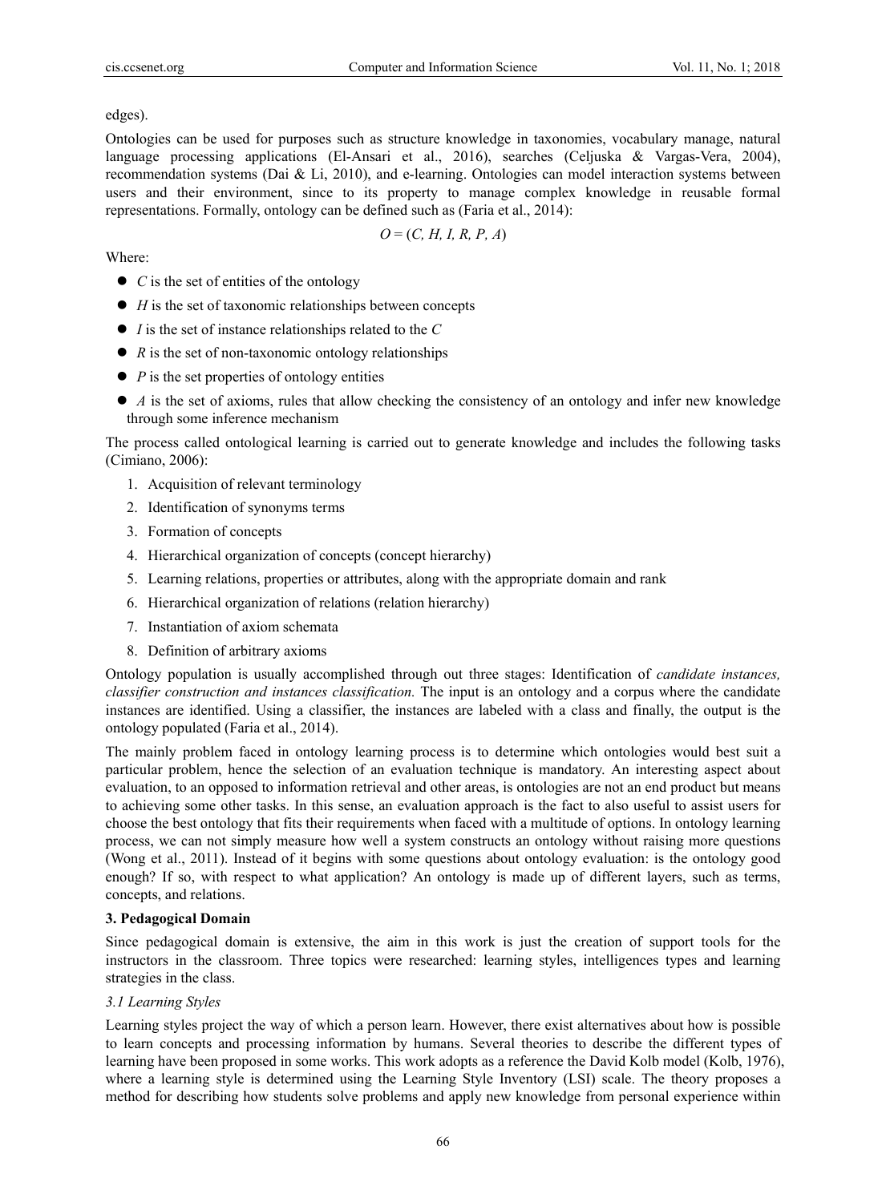edges).

Ontologies can be used for purposes such as structure knowledge in taxonomies, vocabulary manage, natural language processing applications (El-Ansari et al., 2016), searches (Celjuska & Vargas-Vera, 2004), recommendation systems (Dai & Li, 2010), and e-learning. Ontologies can model interaction systems between users and their environment, since to its property to manage complex knowledge in reusable formal representations. Formally, ontology can be defined such as (Faria et al., 2014):

$$O = (C, H, I, R, P, A)$$

Where:

- $C$ is the set of entities of the ontology
- $H$ is the set of taxonomic relationships between concepts
- $I$ is the set of instance relationships related to the $C$
- $R$ is the set of non-taxonomic ontology relationships
- $P$ is the set properties of ontology entities
- $A$ is the set of axioms, rules that allow checking the consistency of an ontology and infer new knowledge through some inference mechanism

The process called ontological learning is carried out to generate knowledge and includes the following tasks (Cimiano, 2006):

1. Acquisition of relevant terminology
2. Identification of synonyms terms
3. Formation of concepts
4. Hierarchical organization of concepts (concept hierarchy)
5. Learning relations, properties or attributes, along with the appropriate domain and rank
6. Hierarchical organization of relations (relation hierarchy)
7. Instantiation of axiom schemata
8. Definition of arbitrary axioms

Ontology population is usually accomplished through out three stages: Identification of *candidate instances, classifier construction and instances classification.* The input is an ontology and a corpus where the candidate instances are identified. Using a classifier, the instances are labeled with a class and finally, the output is the ontology populated (Faria et al., 2014).

The mainly problem faced in ontology learning process is to determine which ontologies would best suit a particular problem, hence the selection of an evaluation technique is mandatory. An interesting aspect about evaluation, to an opposed to information retrieval and other areas, is ontologies are not an end product but means to achieving some other tasks. In this sense, an evaluation approach is the fact to also useful to assist users for choose the best ontology that fits their requirements when faced with a multitude of options. In ontology learning process, we can not simply measure how well a system constructs an ontology without raising more questions (Wong et al., 2011). Instead of it begins with some questions about ontology evaluation: is the ontology good enough? If so, with respect to what application? An ontology is made up of different layers, such as terms, concepts, and relations.

## 3. Pedagogical Domain

Since pedagogical domain is extensive, the aim in this work is just the creation of support tools for the instructors in the classroom. Three topics were researched: learning styles, intelligences types and learning strategies in the class.

### *3.1 Learning Styles*

Learning styles project the way of which a person learn. However, there exist alternatives about how is possible to learn concepts and processing information by humans. Several theories to describe the different types of learning have been proposed in some works. This work adopts as a reference the David Kolb model (Kolb, 1976), where a learning style is determined using the Learning Style Inventory (LSI) scale. The theory proposes a method for describing how students solve problems and apply new knowledge from personal experience within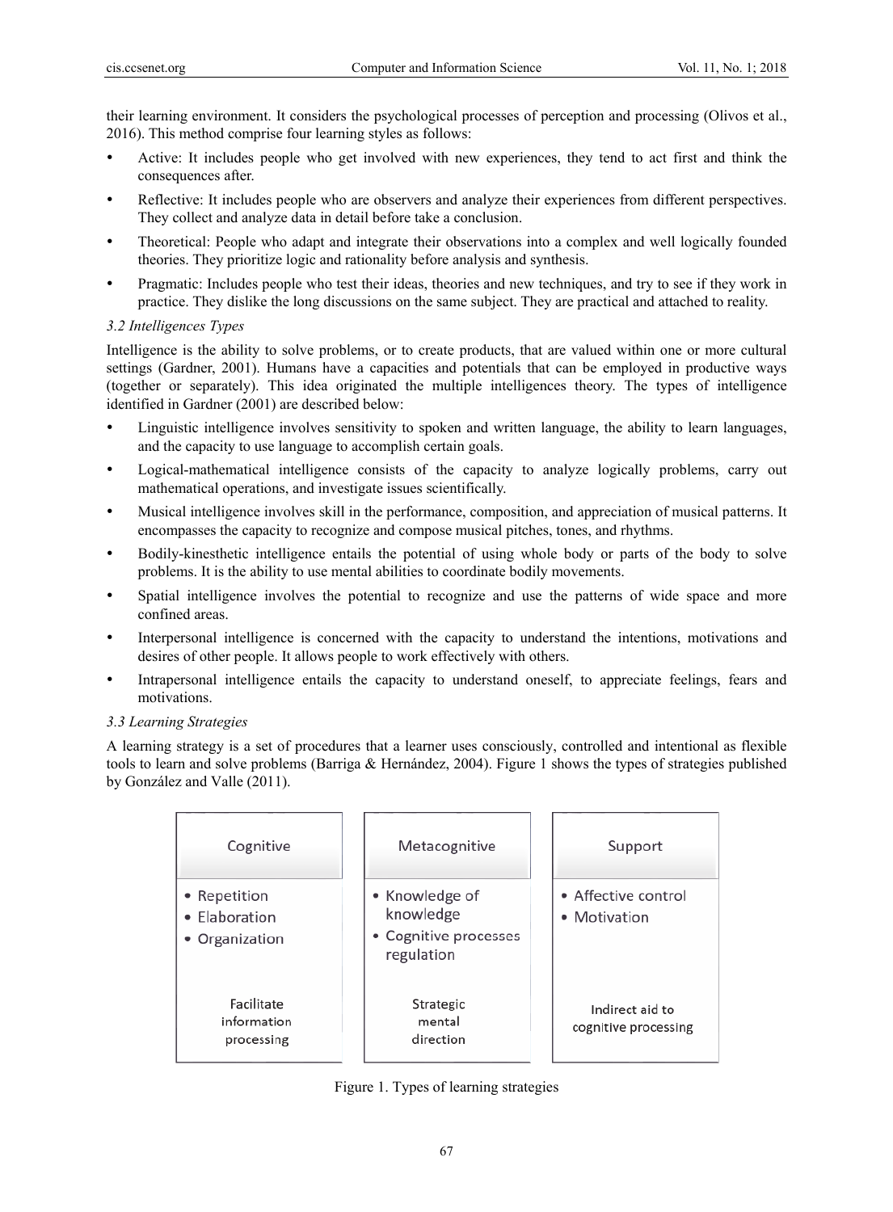their learning environment. It considers the psychological processes of perception and processing (Olivos et al., 2016). This method comprise four learning styles as follows:

- Active: It includes people who get involved with new experiences, they tend to act first and think the consequences after.
- Reflective: It includes people who are observers and analyze their experiences from different perspectives. They collect and analyze data in detail before take a conclusion.
- Theoretical: People who adapt and integrate their observations into a complex and well logically founded theories. They prioritize logic and rationality before analysis and synthesis.
- Pragmatic: Includes people who test their ideas, theories and new techniques, and try to see if they work in practice. They dislike the long discussions on the same subject. They are practical and attached to reality.

*3.2 Intelligences Types*

Intelligence is the ability to solve problems, or to create products, that are valued within one or more cultural settings (Gardner, 2001). Humans have a capacities and potentials that can be employed in productive ways (together or separately). This idea originated the multiple intelligences theory. The types of intelligence identified in Gardner (2001) are described below:

- Linguistic intelligence involves sensitivity to spoken and written language, the ability to learn languages, and the capacity to use language to accomplish certain goals.
- Logical-mathematical intelligence consists of the capacity to analyze logically problems, carry out mathematical operations, and investigate issues scientifically.
- Musical intelligence involves skill in the performance, composition, and appreciation of musical patterns. It encompasses the capacity to recognize and compose musical pitches, tones, and rhythms.
- Bodily-kinesthetic intelligence entails the potential of using whole body or parts of the body to solve problems. It is the ability to use mental abilities to coordinate bodily movements.
- Spatial intelligence involves the potential to recognize and use the patterns of wide space and more confined areas.
- Interpersonal intelligence is concerned with the capacity to understand the intentions, motivations and desires of other people. It allows people to work effectively with others.
- Intrapersonal intelligence entails the capacity to understand oneself, to appreciate feelings, fears and motivations.

*3.3 Learning Strategies*

A learning strategy is a set of procedures that a learner uses consciously, controlled and intentional as flexible tools to learn and solve problems (Barriga & Hernández, 2004). Figure 1 shows the types of strategies published by González and Valle (2011).

| Cognitive | Metacognitive | Support |
|---|---|---|
| • Repetition<br>• Elaboration<br>• Organization | • Knowledge of knowledge<br>• Cognitive processes regulation | • Affective control<br>• Motivation |
| Facilitate information processing | Strategic mental direction | Indirect aid to cognitive processing |

Figure 1. Types of learning strategies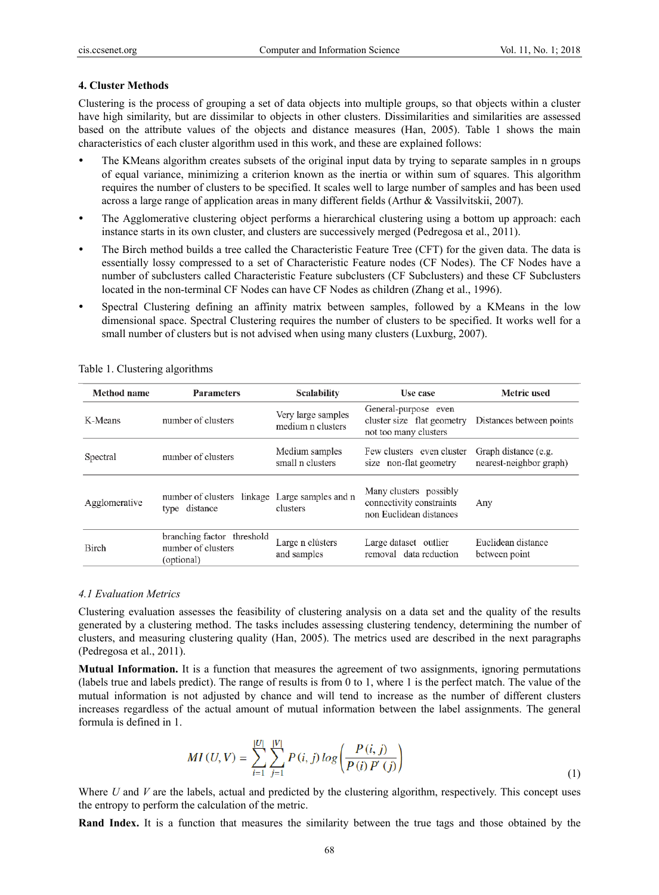## 4. Cluster Methods

Clustering is the process of grouping a set of data objects into multiple groups, so that objects within a cluster have high similarity, but are dissimilar to objects in other clusters. Dissimilarities and similarities are assessed based on the attribute values of the objects and distance measures (Han, 2005). Table 1 shows the main characteristics of each cluster algorithm used in this work, and these are explained follows:

- The KMeans algorithm creates subsets of the original input data by trying to separate samples in n groups of equal variance, minimizing a criterion known as the inertia or within sum of squares. This algorithm requires the number of clusters to be specified. It scales well to large number of samples and has been used across a large range of application areas in many different fields (Arthur & Vassilvitskii, 2007).
- The Agglomerative clustering object performs a hierarchical clustering using a bottom up approach: each instance starts in its own cluster, and clusters are successively merged (Pedregosa et al., 2011).
- The Birch method builds a tree called the Characteristic Feature Tree (CFT) for the given data. The data is essentially lossy compressed to a set of Characteristic Feature nodes (CF Nodes). The CF Nodes have a number of subclusters called Characteristic Feature subclusters (CF Subclusters) and these CF Subclusters located in the non-terminal CF Nodes can have CF Nodes as children (Zhang et al., 1996).
- Spectral Clustering defining an affinity matrix between samples, followed by a KMeans in the low dimensional space. Spectral Clustering requires the number of clusters to be specified. It works well for a small number of clusters but is not advised when using many clusters (Luxburg, 2007).

Table 1. Clustering algorithms

| Method name | Parameters | Scalability | Use case | Metric used |
|---|---|---|---|---|
| K-Means | number of clusters | Very large samples medium n clusters | General-purpose even cluster size flat geometry not too many clusters | Distances between points |
| Spectral | number of clusters | Medium samples small n clusters | Few clusters even cluster size non-flat geometry | Graph distance (e.g. nearest-neighbor graph) |
| Agglomerative | number of clusters linkage type distance | Large samples and n clusters | Many clusters possibly connectivity constraints non Euclidean distances | Any |
| Birch | branching factor threshold number of clusters (optional) | Large n clusters and samples | Large dataset outlier removal data reduction | Euclidean distance between point |

### *4.1 Evaluation Metrics*

Clustering evaluation assesses the feasibility of clustering analysis on a data set and the quality of the results generated by a clustering method. The tasks includes assessing clustering tendency, determining the number of clusters, and measuring clustering quality (Han, 2005). The metrics used are described in the next paragraphs (Pedregosa et al., 2011).

**Mutual Information.** It is a function that measures the agreement of two assignments, ignoring permutations (labels true and labels predict). The range of results is from 0 to 1, where 1 is the perfect match. The value of the mutual information is not adjusted by chance and will tend to increase as the number of different clusters increases regardless of the actual amount of mutual information between the label assignments. The general formula is defined in 1.

$$MI(U,V) = \sum_{i=1}^{|U|} \sum_{j=1}^{|V|} P(i,j) \log\left(\frac{P(i,j)}{P(i)P'(j)}\right) \tag{1}$$

Where $U$ and $V$ are the labels, actual and predicted by the clustering algorithm, respectively. This concept uses the entropy to perform the calculation of the metric.

**Rand Index.** It is a function that measures the similarity between the true tags and those obtained by the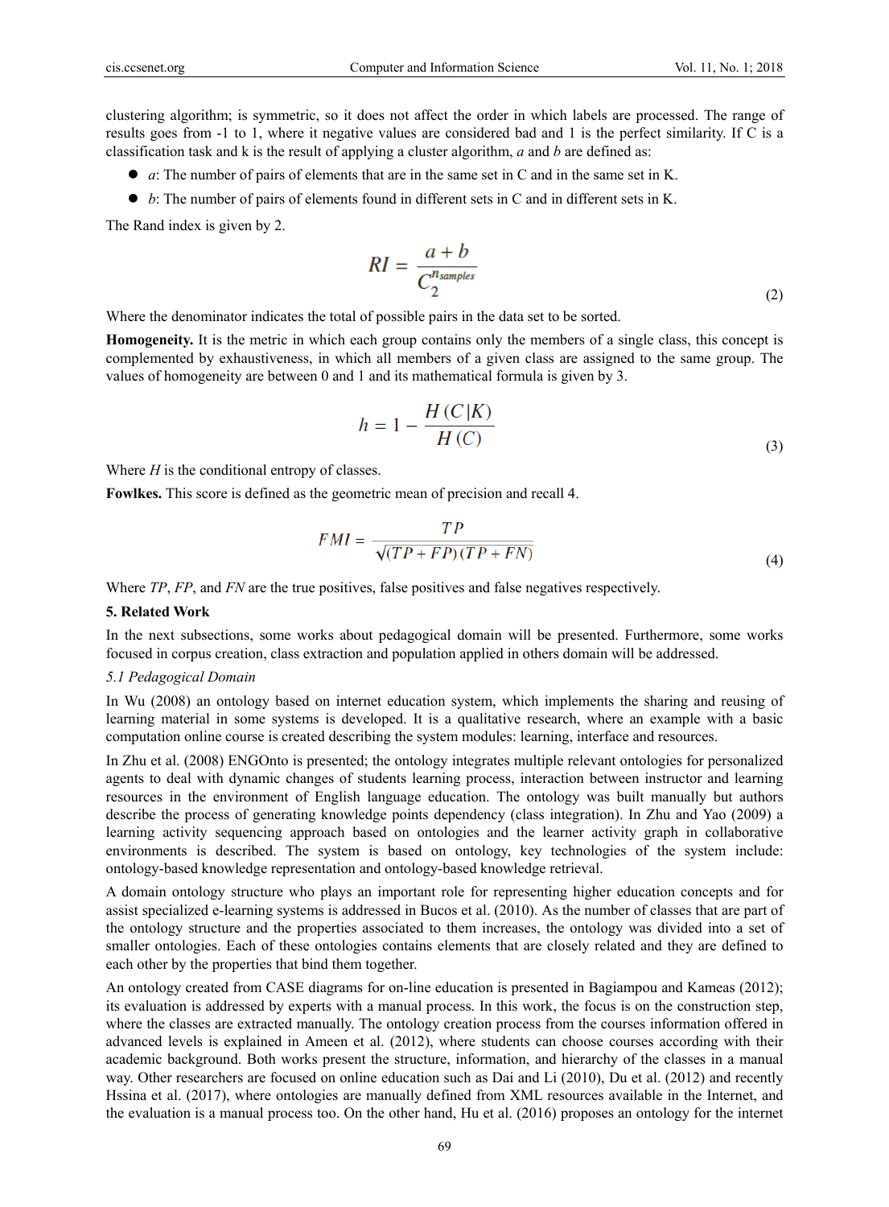clustering algorithm; is symmetric, so it does not affect the order in which labels are processed. The range of results goes from -1 to 1, where it negative values are considered bad and 1 is the perfect similarity. If C is a classification task and k is the result of applying a cluster algorithm, *a* and *b* are defined as:

- *a*: The number of pairs of elements that are in the same set in C and in the same set in K.
- *b*: The number of pairs of elements found in different sets in C and in different sets in K.

The Rand index is given by 2.

$$RI = \frac{a + b}{C_2^{n_{samples}}} \tag{2}$$

Where the denominator indicates the total of possible pairs in the data set to be sorted.

**Homogeneity.** It is the metric in which each group contains only the members of a single class, this concept is complemented by exhaustiveness, in which all members of a given class are assigned to the same group. The values of homogeneity are between 0 and 1 and its mathematical formula is given by 3.

$$h = 1 - \frac{H(C|K)}{H(C)} \tag{3}$$

Where *H* is the conditional entropy of classes.

**Fowlkes.** This score is defined as the geometric mean of precision and recall 4.

$$FMI = \frac{TP}{\sqrt{(TP + FP)(TP + FN)}} \tag{4}$$

Where *TP*, *FP*, and *FN* are the true positives, false positives and false negatives respectively.

## 5. Related Work

In the next subsections, some works about pedagogical domain will be presented. Furthermore, some works focused in corpus creation, class extraction and population applied in others domain will be addressed.

### *5.1 Pedagogical Domain*

In Wu (2008) an ontology based on internet education system, which implements the sharing and reusing of learning material in some systems is developed. It is a qualitative research, where an example with a basic computation online course is created describing the system modules: learning, interface and resources.

In Zhu et al. (2008) ENGOnto is presented; the ontology integrates multiple relevant ontologies for personalized agents to deal with dynamic changes of students learning process, interaction between instructor and learning resources in the environment of English language education. The ontology was built manually but authors describe the process of generating knowledge points dependency (class integration). In Zhu and Yao (2009) a learning activity sequencing approach based on ontologies and the learner activity graph in collaborative environments is described. The system is based on ontology, key technologies of the system include: ontology-based knowledge representation and ontology-based knowledge retrieval.

A domain ontology structure who plays an important role for representing higher education concepts and for assist specialized e-learning systems is addressed in Bucos et al. (2010). As the number of classes that are part of the ontology structure and the properties associated to them increases, the ontology was divided into a set of smaller ontologies. Each of these ontologies contains elements that are closely related and they are defined to each other by the properties that bind them together.

An ontology created from CASE diagrams for on-line education is presented in Bagiampou and Kameas (2012); its evaluation is addressed by experts with a manual process. In this work, the focus is on the construction step, where the classes are extracted manually. The ontology creation process from the courses information offered in advanced levels is explained in Ameen et al. (2012), where students can choose courses according with their academic background. Both works present the structure, information, and hierarchy of the classes in a manual way. Other researchers are focused on online education such as Dai and Li (2010), Du et al. (2012) and recently Hssina et al. (2017), where ontologies are manually defined from XML resources available in the Internet, and the evaluation is a manual process too. On the other hand, Hu et al. (2016) proposes an ontology for the internet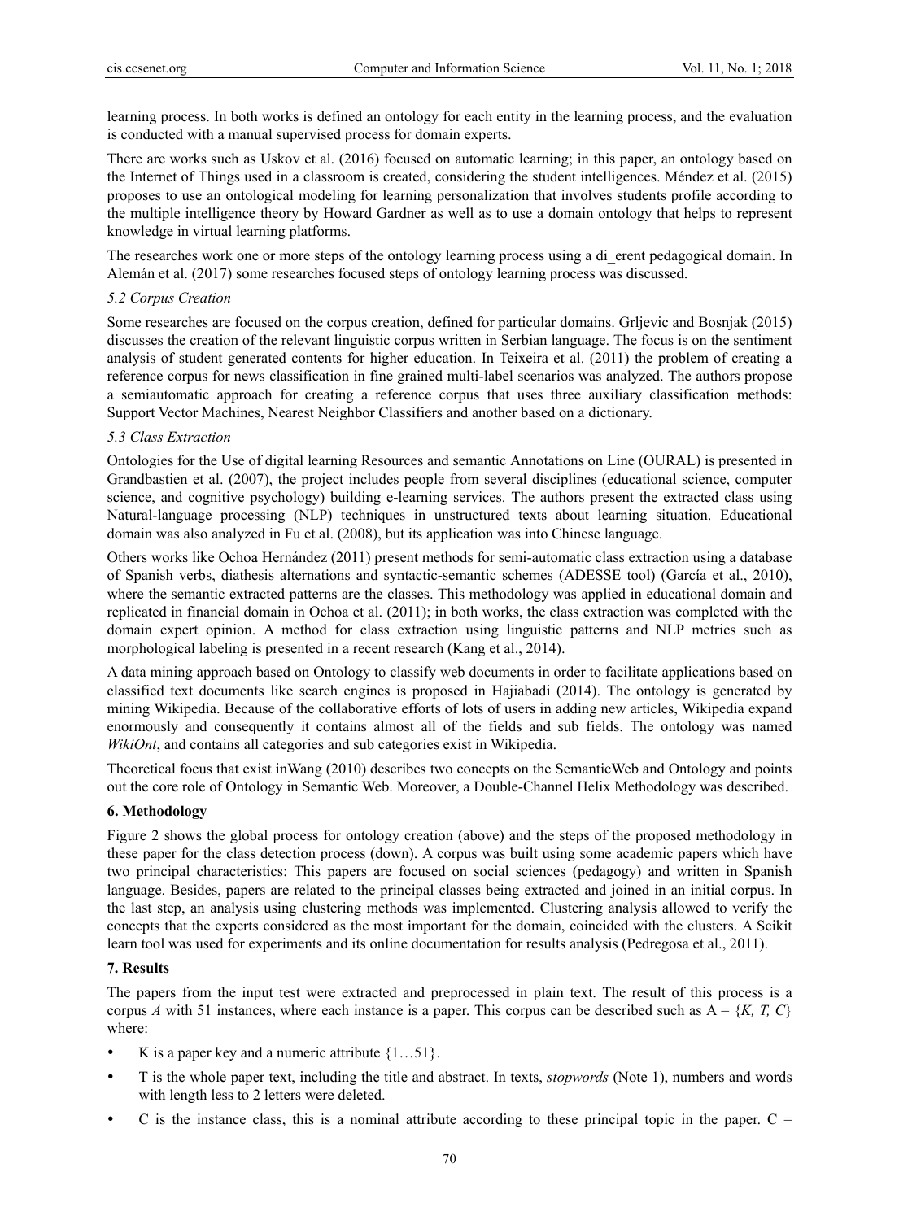learning process. In both works is defined an ontology for each entity in the learning process, and the evaluation is conducted with a manual supervised process for domain experts.

There are works such as Uskov et al. (2016) focused on automatic learning; in this paper, an ontology based on the Internet of Things used in a classroom is created, considering the student intelligences. Méndez et al. (2015) proposes to use an ontological modeling for learning personalization that involves students profile according to the multiple intelligence theory by Howard Gardner as well as to use a domain ontology that helps to represent knowledge in virtual learning platforms.

The researches work one or more steps of the ontology learning process using a di_erent pedagogical domain. In Alemán et al. (2017) some researches focused steps of ontology learning process was discussed.

### *5.2 Corpus Creation*

Some researches are focused on the corpus creation, defined for particular domains. Grljevic and Bosnjak (2015) discusses the creation of the relevant linguistic corpus written in Serbian language. The focus is on the sentiment analysis of student generated contents for higher education. In Teixeira et al. (2011) the problem of creating a reference corpus for news classification in fine grained multi-label scenarios was analyzed. The authors propose a semiautomatic approach for creating a reference corpus that uses three auxiliary classification methods: Support Vector Machines, Nearest Neighbor Classifiers and another based on a dictionary.

### *5.3 Class Extraction*

Ontologies for the Use of digital learning Resources and semantic Annotations on Line (OURAL) is presented in Grandbastien et al. (2007), the project includes people from several disciplines (educational science, computer science, and cognitive psychology) building e-learning services. The authors present the extracted class using Natural-language processing (NLP) techniques in unstructured texts about learning situation. Educational domain was also analyzed in Fu et al. (2008), but its application was into Chinese language.

Others works like Ochoa Hernández (2011) present methods for semi-automatic class extraction using a database of Spanish verbs, diathesis alternations and syntactic-semantic schemes (ADESSE tool) (García et al., 2010), where the semantic extracted patterns are the classes. This methodology was applied in educational domain and replicated in financial domain in Ochoa et al. (2011); in both works, the class extraction was completed with the domain expert opinion. A method for class extraction using linguistic patterns and NLP metrics such as morphological labeling is presented in a recent research (Kang et al., 2014).

A data mining approach based on Ontology to classify web documents in order to facilitate applications based on classified text documents like search engines is proposed in Hajiabadi (2014). The ontology is generated by mining Wikipedia. Because of the collaborative efforts of lots of users in adding new articles, Wikipedia expand enormously and consequently it contains almost all of the fields and sub fields. The ontology was named *WikiOnt*, and contains all categories and sub categories exist in Wikipedia.

Theoretical focus that exist inWang (2010) describes two concepts on the SemanticWeb and Ontology and points out the core role of Ontology in Semantic Web. Moreover, a Double-Channel Helix Methodology was described.

## **6. Methodology**

Figure 2 shows the global process for ontology creation (above) and the steps of the proposed methodology in these paper for the class detection process (down). A corpus was built using some academic papers which have two principal characteristics: This papers are focused on social sciences (pedagogy) and written in Spanish language. Besides, papers are related to the principal classes being extracted and joined in an initial corpus. In the last step, an analysis using clustering methods was implemented. Clustering analysis allowed to verify the concepts that the experts considered as the most important for the domain, coincided with the clusters. A Scikit learn tool was used for experiments and its online documentation for results analysis (Pedregosa et al., 2011).

## **7. Results**

The papers from the input test were extracted and preprocessed in plain text. The result of this process is a corpus *A* with 51 instances, where each instance is a paper. This corpus can be described such as A = {*K, T, C*} where:

- K is a paper key and a numeric attribute {1…51}.
- T is the whole paper text, including the title and abstract. In texts, *stopwords* (Note 1), numbers and words with length less to 2 letters were deleted.
- C is the instance class, this is a nominal attribute according to these principal topic in the paper. C =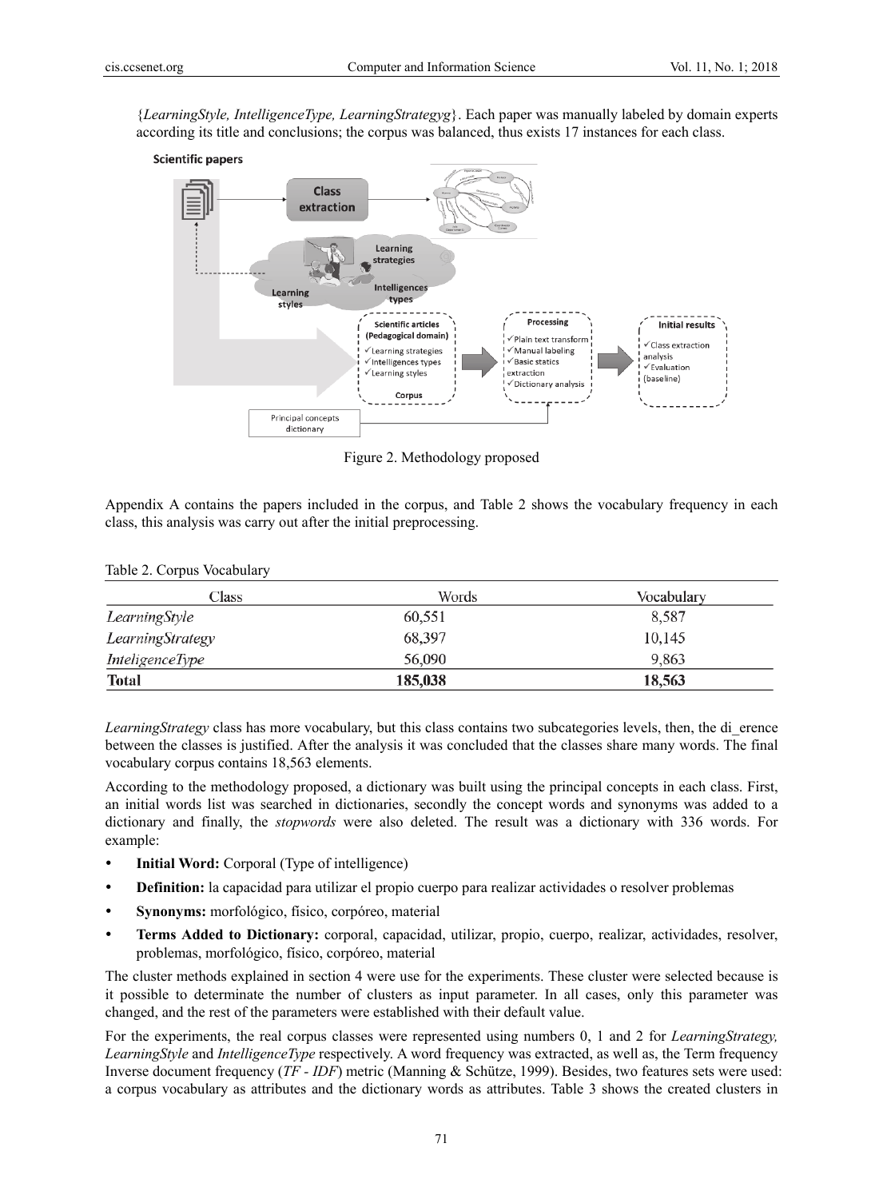{*LearningStyle, IntelligenceType, LearningStrategyg*}. Each paper was manually labeled by domain experts according its title and conclusions; the corpus was balanced, thus exists 17 instances for each class.

Figure 2. Methodology proposed

Appendix A contains the papers included in the corpus, and Table 2 shows the vocabulary frequency in each class, this analysis was carry out after the initial preprocessing.

Table 2. Corpus Vocabulary

| Class | Words | Vocabulary |
|---|---|---|
| *LearningStyle* | 60,551 | 8,587 |
| *LearningStrategy* | 68,397 | 10,145 |
| *InteligenceType* | 56,090 | 9,863 |
| **Total** | **185,038** | **18,563** |

*LearningStrategy* class has more vocabulary, but this class contains two subcategories levels, then, the di_erence between the classes is justified. After the analysis it was concluded that the classes share many words. The final vocabulary corpus contains 18,563 elements.

According to the methodology proposed, a dictionary was built using the principal concepts in each class. First, an initial words list was searched in dictionaries, secondly the concept words and synonyms was added to a dictionary and finally, the *stopwords* were also deleted. The result was a dictionary with 336 words. For example:

- **Initial Word:** Corporal (Type of intelligence)
- **Definition:** la capacidad para utilizar el propio cuerpo para realizar actividades o resolver problemas
- **Synonyms:** morfológico, físico, corpóreo, material
- **Terms Added to Dictionary:** corporal, capacidad, utilizar, propio, cuerpo, realizar, actividades, resolver, problemas, morfológico, físico, corpóreo, material

The cluster methods explained in section 4 were use for the experiments. These cluster were selected because is it possible to determinate the number of clusters as input parameter. In all cases, only this parameter was changed, and the rest of the parameters were established with their default value.

For the experiments, the real corpus classes were represented using numbers 0, 1 and 2 for *LearningStrategy, LearningStyle* and *IntelligenceType* respectively. A word frequency was extracted, as well as, the Term frequency Inverse document frequency (*TF - IDF*) metric (Manning & Schütze, 1999). Besides, two features sets were used: a corpus vocabulary as attributes and the dictionary words as attributes. Table 3 shows the created clusters in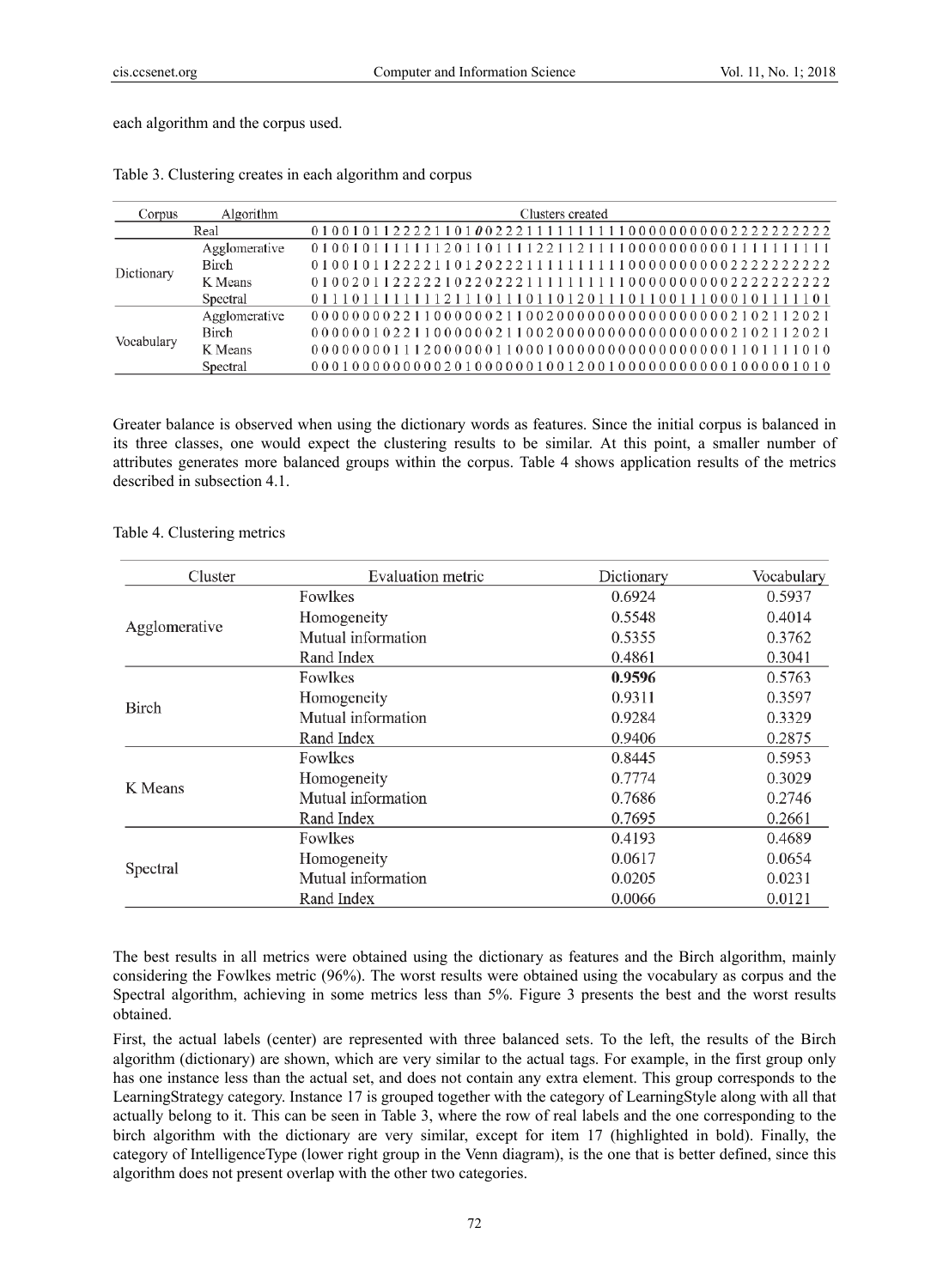each algorithm and the corpus used.

Table 3. Clustering creates in each algorithm and corpus

| Corpus | Algorithm | Clusters created |
|---|---|---|
| Real | | 0 1 0 0 1 0 1 1 2 2 2 2 1 1 0 1 ***0*** 0 2 2 2 1 1 1 1 1 1 1 1 1 1 0 0 0 0 0 0 0 0 0 0 2 2 2 2 2 2 2 2 2 |
| Dictionary | Agglomerative | 0 1 0 0 1 0 1 1 1 1 1 1 1 2 0 1 1 0 1 1 1 2 2 1 1 2 1 1 1 1 0 0 0 0 0 0 0 0 0 0 1 1 1 1 1 1 1 1 1 |
| | Birch | 0 1 0 0 1 0 1 1 2 2 2 2 1 1 0 1 ***2*** 0 2 2 2 1 1 1 1 1 1 1 1 1 1 0 0 0 0 0 0 0 0 0 0 2 2 2 2 2 2 2 2 2 |
| | K Means | 0 1 0 0 2 0 1 1 2 2 2 2 2 1 0 2 2 0 2 2 2 1 1 1 1 1 1 1 1 1 1 0 0 0 0 0 0 0 0 0 0 2 2 2 2 2 2 2 2 2 |
| | Spectral | 0 1 1 1 0 1 1 1 1 1 1 1 1 2 1 1 1 0 1 1 1 0 1 1 0 1 2 0 1 1 1 0 1 1 0 0 1 1 1 0 0 0 1 0 1 1 1 1 1 0 1 |
| Vocabulary | Agglomerative | 0 0 0 0 0 0 0 0 2 2 1 1 0 0 0 0 0 0 2 1 1 0 0 2 0 0 0 0 0 0 0 0 0 0 0 0 0 0 0 0 0 2 1 0 2 1 1 2 0 2 1 |
| | Birch | 0 0 0 0 0 0 1 0 2 2 1 1 0 0 0 0 0 0 2 1 1 0 0 2 0 0 0 0 0 0 0 0 0 0 0 0 0 0 0 0 0 2 1 0 2 1 1 2 0 2 1 |
| | K Means | 0 0 0 0 0 0 0 0 1 1 1 2 0 0 0 0 0 0 1 1 0 0 0 1 0 0 0 0 0 0 0 0 0 0 0 0 0 0 0 0 0 1 1 0 1 1 1 1 0 1 0 |
| | Spectral | 0 0 0 1 0 0 0 0 0 0 0 0 0 2 0 1 0 0 0 0 0 0 1 0 0 1 2 0 0 1 0 0 0 0 0 0 0 0 0 0 0 1 0 0 0 0 0 1 0 1 0 |

Greater balance is observed when using the dictionary words as features. Since the initial corpus is balanced in its three classes, one would expect the clustering results to be similar. At this point, a smaller number of attributes generates more balanced groups within the corpus. Table 4 shows application results of the metrics described in subsection 4.1.

Table 4. Clustering metrics

| Cluster | Evaluation metric | Dictionary | Vocabulary |
|---|---|---|---|
| Agglomerative | Fowlkes | 0.6924 | 0.5937 |
| | Homogeneity | 0.5548 | 0.4014 |
| | Mutual information | 0.5355 | 0.3762 |
| | Rand Index | 0.4861 | 0.3041 |
| Birch | Fowlkes | **0.9596** | 0.5763 |
| | Homogeneity | 0.9311 | 0.3597 |
| | Mutual information | 0.9284 | 0.3329 |
| | Rand Index | 0.9406 | 0.2875 |
| K Means | Fowlkes | 0.8445 | 0.5953 |
| | Homogeneity | 0.7774 | 0.3029 |
| | Mutual information | 0.7686 | 0.2746 |
| | Rand Index | 0.7695 | 0.2661 |
| Spectral | Fowlkes | 0.4193 | 0.4689 |
| | Homogeneity | 0.0617 | 0.0654 |
| | Mutual information | 0.0205 | 0.0231 |
| | Rand Index | 0.0066 | 0.0121 |

The best results in all metrics were obtained using the dictionary as features and the Birch algorithm, mainly considering the Fowlkes metric (96%). The worst results were obtained using the vocabulary as corpus and the Spectral algorithm, achieving in some metrics less than 5%. Figure 3 presents the best and the worst results obtained.

First, the actual labels (center) are represented with three balanced sets. To the left, the results of the Birch algorithm (dictionary) are shown, which are very similar to the actual tags. For example, in the first group only has one instance less than the actual set, and does not contain any extra element. This group corresponds to the LearningStrategy category. Instance 17 is grouped together with the category of LearningStyle along with all that actually belong to it. This can be seen in Table 3, where the row of real labels and the one corresponding to the birch algorithm with the dictionary are very similar, except for item 17 (highlighted in bold). Finally, the category of IntelligenceType (lower right group in the Venn diagram), is the one that is better defined, since this algorithm does not present overlap with the other two categories.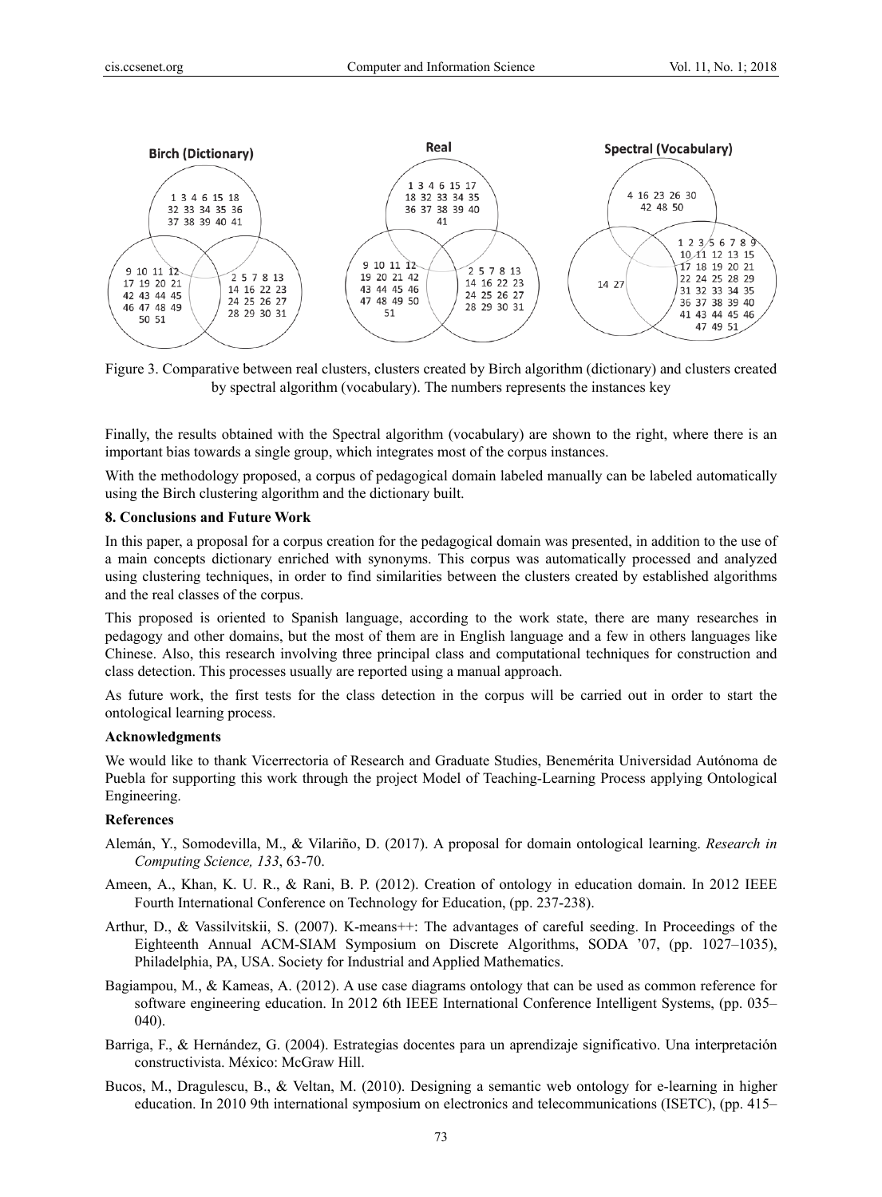Figure 3. Comparative between real clusters, clusters created by Birch algorithm (dictionary) and clusters created by spectral algorithm (vocabulary). The numbers represents the instances key

Finally, the results obtained with the Spectral algorithm (vocabulary) are shown to the right, where there is an important bias towards a single group, which integrates most of the corpus instances.

With the methodology proposed, a corpus of pedagogical domain labeled manually can be labeled automatically using the Birch clustering algorithm and the dictionary built.

## 8. Conclusions and Future Work

In this paper, a proposal for a corpus creation for the pedagogical domain was presented, in addition to the use of a main concepts dictionary enriched with synonyms. This corpus was automatically processed and analyzed using clustering techniques, in order to find similarities between the clusters created by established algorithms and the real classes of the corpus.

This proposed is oriented to Spanish language, according to the work state, there are many researches in pedagogy and other domains, but the most of them are in English language and a few in others languages like Chinese. Also, this research involving three principal class and computational techniques for construction and class detection. This processes usually are reported using a manual approach.

As future work, the first tests for the class detection in the corpus will be carried out in order to start the ontological learning process.

### Acknowledgments

We would like to thank Vicerrectoria of Research and Graduate Studies, Benemérita Universidad Autónoma de Puebla for supporting this work through the project Model of Teaching-Learning Process applying Ontological Engineering.

### References

Alemán, Y., Somodevilla, M., & Vilariño, D. (2017). A proposal for domain ontological learning. *Research in Computing Science, 133*, 63-70.

Ameen, A., Khan, K. U. R., & Rani, B. P. (2012). Creation of ontology in education domain. In 2012 IEEE Fourth International Conference on Technology for Education, (pp. 237-238).

Arthur, D., & Vassilvitskii, S. (2007). K-means++: The advantages of careful seeding. In Proceedings of the Eighteenth Annual ACM-SIAM Symposium on Discrete Algorithms, SODA '07, (pp. 1027–1035), Philadelphia, PA, USA. Society for Industrial and Applied Mathematics.

Bagiampou, M., & Kameas, A. (2012). A use case diagrams ontology that can be used as common reference for software engineering education. In 2012 6th IEEE International Conference Intelligent Systems, (pp. 035–040).

Barriga, F., & Hernández, G. (2004). Estrategias docentes para un aprendizaje significativo. Una interpretación constructivista. México: McGraw Hill.

Bucos, M., Dragulescu, B., & Veltan, M. (2010). Designing a semantic web ontology for e-learning in higher education. In 2010 9th international symposium on electronics and telecommunications (ISETC), (pp. 415–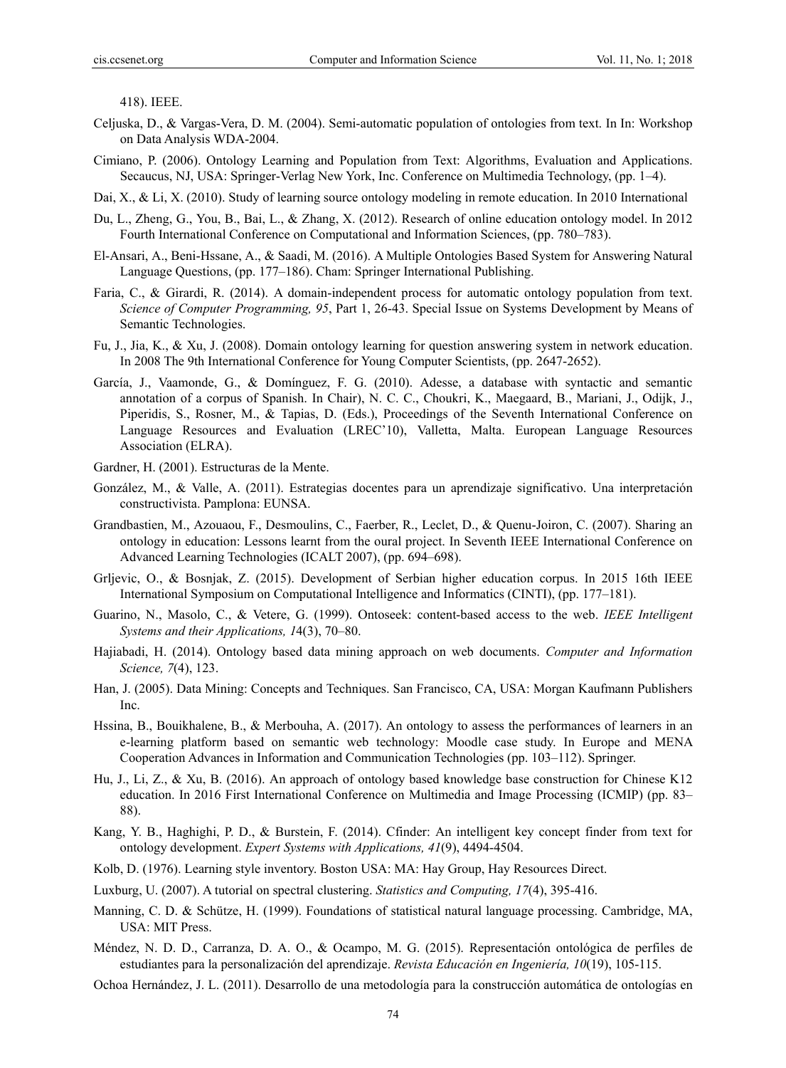418). IEEE.

Celjuska, D., & Vargas-Vera, D. M. (2004). Semi-automatic population of ontologies from text. In In: Workshop on Data Analysis WDA-2004.

Cimiano, P. (2006). Ontology Learning and Population from Text: Algorithms, Evaluation and Applications. Secaucus, NJ, USA: Springer-Verlag New York, Inc. Conference on Multimedia Technology, (pp. 1–4).

Dai, X., & Li, X. (2010). Study of learning source ontology modeling in remote education. In 2010 International

Du, L., Zheng, G., You, B., Bai, L., & Zhang, X. (2012). Research of online education ontology model. In 2012 Fourth International Conference on Computational and Information Sciences, (pp. 780–783).

El-Ansari, A., Beni-Hssane, A., & Saadi, M. (2016). A Multiple Ontologies Based System for Answering Natural Language Questions, (pp. 177–186). Cham: Springer International Publishing.

Faria, C., & Girardi, R. (2014). A domain-independent process for automatic ontology population from text. *Science of Computer Programming, 95*, Part 1, 26-43. Special Issue on Systems Development by Means of Semantic Technologies.

Fu, J., Jia, K., & Xu, J. (2008). Domain ontology learning for question answering system in network education. In 2008 The 9th International Conference for Young Computer Scientists, (pp. 2647-2652).

García, J., Vaamonde, G., & Domínguez, F. G. (2010). Adesse, a database with syntactic and semantic annotation of a corpus of Spanish. In Chair), N. C. C., Choukri, K., Maegaard, B., Mariani, J., Odijk, J., Piperidis, S., Rosner, M., & Tapias, D. (Eds.), Proceedings of the Seventh International Conference on Language Resources and Evaluation (LREC'10), Valletta, Malta. European Language Resources Association (ELRA).

Gardner, H. (2001). Estructuras de la Mente.

González, M., & Valle, A. (2011). Estrategias docentes para un aprendizaje significativo. Una interpretación constructivista. Pamplona: EUNSA.

Grandbastien, M., Azouaou, F., Desmoulins, C., Faerber, R., Leclet, D., & Quenu-Joiron, C. (2007). Sharing an ontology in education: Lessons learnt from the oural project. In Seventh IEEE International Conference on Advanced Learning Technologies (ICALT 2007), (pp. 694–698).

Grljevic, O., & Bosnjak, Z. (2015). Development of Serbian higher education corpus. In 2015 16th IEEE International Symposium on Computational Intelligence and Informatics (CINTI), (pp. 177–181).

Guarino, N., Masolo, C., & Vetere, G. (1999). Ontoseek: content-based access to the web. *IEEE Intelligent Systems and their Applications, 1*4(3), 70–80.

Hajiabadi, H. (2014). Ontology based data mining approach on web documents. *Computer and Information Science, 7*(4), 123.

Han, J. (2005). Data Mining: Concepts and Techniques. San Francisco, CA, USA: Morgan Kaufmann Publishers Inc.

Hssina, B., Bouikhalene, B., & Merbouha, A. (2017). An ontology to assess the performances of learners in an e-learning platform based on semantic web technology: Moodle case study. In Europe and MENA Cooperation Advances in Information and Communication Technologies (pp. 103–112). Springer.

Hu, J., Li, Z., & Xu, B. (2016). An approach of ontology based knowledge base construction for Chinese K12 education. In 2016 First International Conference on Multimedia and Image Processing (ICMIP) (pp. 83–88).

Kang, Y. B., Haghighi, P. D., & Burstein, F. (2014). Cfinder: An intelligent key concept finder from text for ontology development. *Expert Systems with Applications, 41*(9), 4494-4504.

Kolb, D. (1976). Learning style inventory. Boston USA: MA: Hay Group, Hay Resources Direct.

Luxburg, U. (2007). A tutorial on spectral clustering. *Statistics and Computing, 17*(4), 395-416.

Manning, C. D. & Schütze, H. (1999). Foundations of statistical natural language processing. Cambridge, MA, USA: MIT Press.

Méndez, N. D. D., Carranza, D. A. O., & Ocampo, M. G. (2015). Representación ontológica de perfiles de estudiantes para la personalización del aprendizaje. *Revista Educación en Ingeniería, 10*(19), 105-115.

Ochoa Hernández, J. L. (2011). Desarrollo de una metodología para la construcción automática de ontologías en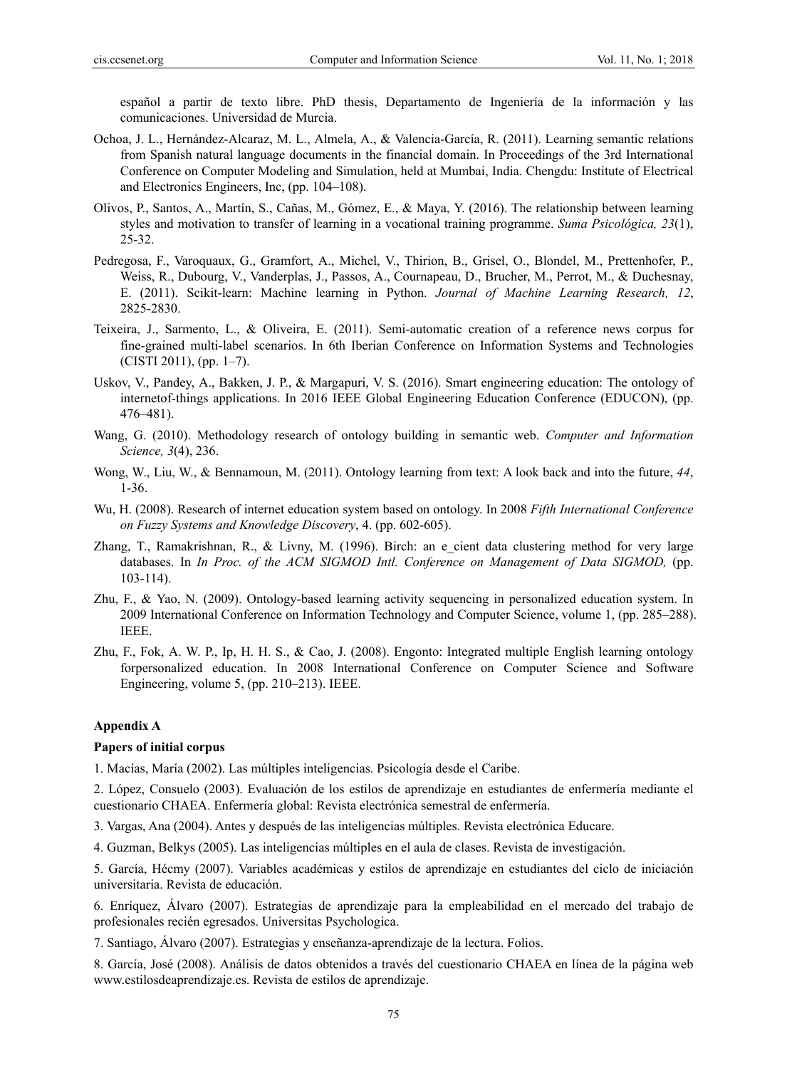español a partir de texto libre. PhD thesis, Departamento de Ingeniería de la información y las comunicaciones. Universidad de Murcia.

Ochoa, J. L., Hernández-Alcaraz, M. L., Almela, A., & Valencia-García, R. (2011). Learning semantic relations from Spanish natural language documents in the financial domain. In Proceedings of the 3rd International Conference on Computer Modeling and Simulation, held at Mumbai, India. Chengdu: Institute of Electrical and Electronics Engineers, Inc, (pp. 104–108).

Olivos, P., Santos, A., Martín, S., Cañas, M., Gómez, E., & Maya, Y. (2016). The relationship between learning styles and motivation to transfer of learning in a vocational training programme. *Suma Psicológica, 23*(1), 25-32.

Pedregosa, F., Varoquaux, G., Gramfort, A., Michel, V., Thirion, B., Grisel, O., Blondel, M., Prettenhofer, P., Weiss, R., Dubourg, V., Vanderplas, J., Passos, A., Cournapeau, D., Brucher, M., Perrot, M., & Duchesnay, E. (2011). Scikit-learn: Machine learning in Python. *Journal of Machine Learning Research, 12*, 2825-2830.

Teixeira, J., Sarmento, L., & Oliveira, E. (2011). Semi-automatic creation of a reference news corpus for fine-grained multi-label scenarios. In 6th Iberian Conference on Information Systems and Technologies (CISTI 2011), (pp. 1–7).

Uskov, V., Pandey, A., Bakken, J. P., & Margapuri, V. S. (2016). Smart engineering education: The ontology of internetof-things applications. In 2016 IEEE Global Engineering Education Conference (EDUCON), (pp. 476–481).

Wang, G. (2010). Methodology research of ontology building in semantic web. *Computer and Information Science, 3*(4), 236.

Wong, W., Liu, W., & Bennamoun, M. (2011). Ontology learning from text: A look back and into the future, *44*, 1-36.

Wu, H. (2008). Research of internet education system based on ontology. In 2008 *Fifth International Conference on Fuzzy Systems and Knowledge Discovery*, 4. (pp. 602-605).

Zhang, T., Ramakrishnan, R., & Livny, M. (1996). Birch: an e_cient data clustering method for very large databases. In *In Proc. of the ACM SIGMOD Intl. Conference on Management of Data SIGMOD,* (pp. 103-114).

Zhu, F., & Yao, N. (2009). Ontology-based learning activity sequencing in personalized education system. In 2009 International Conference on Information Technology and Computer Science, volume 1, (pp. 285–288). IEEE.

Zhu, F., Fok, A. W. P., Ip, H. H. S., & Cao, J. (2008). Engonto: Integrated multiple English learning ontology forpersonalized education. In 2008 International Conference on Computer Science and Software Engineering, volume 5, (pp. 210–213). IEEE.

## Appendix A

**Papers of initial corpus**

1. Macías, María (2002). Las múltiples inteligencias. Psicología desde el Caribe.

2. López, Consuelo (2003). Evaluación de los estilos de aprendizaje en estudiantes de enfermería mediante el cuestionario CHAEA. Enfermería global: Revista electrónica semestral de enfermería.

3. Vargas, Ana (2004). Antes y después de las inteligencias múltiples. Revista electrónica Educare.

4. Guzman, Belkys (2005). Las inteligencias múltiples en el aula de clases. Revista de investigación.

5. García, Hécmy (2007). Variables académicas y estilos de aprendizaje en estudiantes del ciclo de iniciación universitaria. Revista de educación.

6. Enríquez, Álvaro (2007). Estrategias de aprendizaje para la empleabilidad en el mercado del trabajo de profesionales recién egresados. Universitas Psychologica.

7. Santiago, Álvaro (2007). Estrategias y enseñanza-aprendizaje de la lectura. Folios.

8. García, José (2008). Análisis de datos obtenidos a través del cuestionario CHAEA en línea de la página web www.estilosdeaprendizaje.es. Revista de estilos de aprendizaje.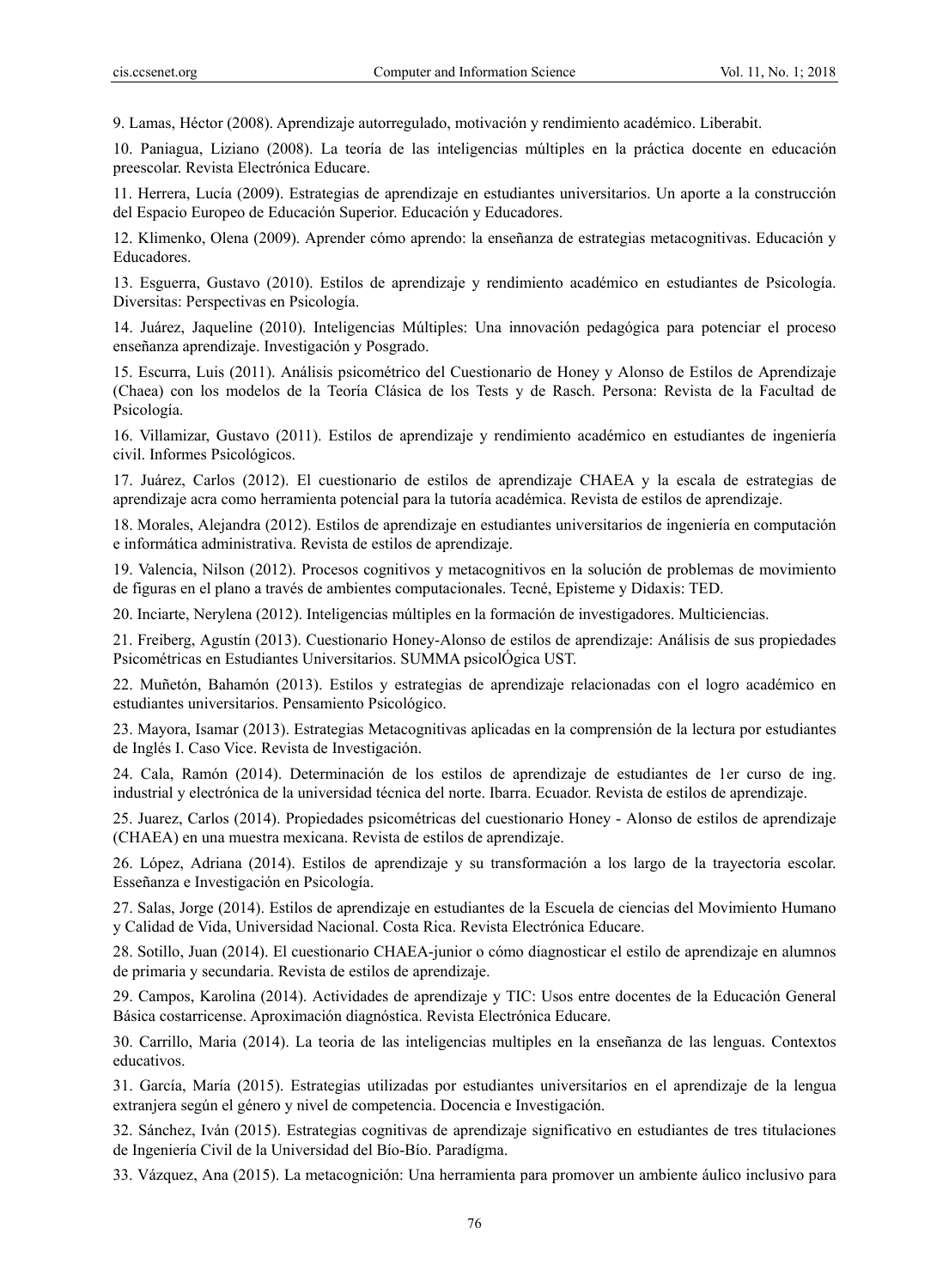9. Lamas, Héctor (2008). Aprendizaje autorregulado, motivación y rendimiento académico. Liberabit.

10. Paniagua, Liziano (2008). La teoría de las inteligencias múltiples en la práctica docente en educación preescolar. Revista Electrónica Educare.

11. Herrera, Lucía (2009). Estrategias de aprendizaje en estudiantes universitarios. Un aporte a la construcción del Espacio Europeo de Educación Superior. Educación y Educadores.

12. Klimenko, Olena (2009). Aprender cómo aprendo: la enseñanza de estrategias metacognitivas. Educación y Educadores.

13. Esguerra, Gustavo (2010). Estilos de aprendizaje y rendimiento académico en estudiantes de Psicología. Diversitas: Perspectivas en Psicología.

14. Juárez, Jaqueline (2010). Inteligencias Múltiples: Una innovación pedagógica para potenciar el proceso enseñanza aprendizaje. Investigación y Posgrado.

15. Escurra, Luis (2011). Análisis psicométrico del Cuestionario de Honey y Alonso de Estilos de Aprendizaje (Chaea) con los modelos de la Teoría Clásica de los Tests y de Rasch. Persona: Revista de la Facultad de Psicología.

16. Villamizar, Gustavo (2011). Estilos de aprendizaje y rendimiento académico en estudiantes de ingeniería civil. Informes Psicológicos.

17. Juárez, Carlos (2012). El cuestionario de estilos de aprendizaje CHAEA y la escala de estrategias de aprendizaje acra como herramienta potencial para la tutoría académica. Revista de estilos de aprendizaje.

18. Morales, Alejandra (2012). Estilos de aprendizaje en estudiantes universitarios de ingeniería en computación e informática administrativa. Revista de estilos de aprendizaje.

19. Valencia, Nilson (2012). Procesos cognitivos y metacognitivos en la solución de problemas de movimiento de figuras en el plano a través de ambientes computacionales. Tecné, Episteme y Didaxis: TED.

20. Inciarte, Nerylena (2012). Inteligencias múltiples en la formación de investigadores. Multiciencias.

21. Freiberg, Agustín (2013). Cuestionario Honey-Alonso de estilos de aprendizaje: Análisis de sus propiedades Psicométricas en Estudiantes Universitarios. SUMMA psicolÓgica UST.

22. Muñetón, Bahamón (2013). Estilos y estrategias de aprendizaje relacionadas con el logro académico en estudiantes universitarios. Pensamiento Psicológico.

23. Mayora, Isamar (2013). Estrategias Metacognitivas aplicadas en la comprensión de la lectura por estudiantes de Inglés I. Caso Vice. Revista de Investigación.

24. Cala, Ramón (2014). Determinación de los estilos de aprendizaje de estudiantes de 1er curso de ing. industrial y electrónica de la universidad técnica del norte. Ibarra. Ecuador. Revista de estilos de aprendizaje.

25. Juarez, Carlos (2014). Propiedades psicométricas del cuestionario Honey - Alonso de estilos de aprendizaje (CHAEA) en una muestra mexicana. Revista de estilos de aprendizaje.

26. López, Adriana (2014). Estilos de aprendizaje y su transformación a los largo de la trayectoria escolar. Esseñanza e Investigación en Psicología.

27. Salas, Jorge (2014). Estilos de aprendizaje en estudiantes de la Escuela de ciencias del Movimiento Humano y Calidad de Vida, Universidad Nacional. Costa Rica. Revista Electrónica Educare.

28. Sotillo, Juan (2014). El cuestionario CHAEA-junior o cómo diagnosticar el estilo de aprendizaje en alumnos de primaria y secundaria. Revista de estilos de aprendizaje.

29. Campos, Karolina (2014). Actividades de aprendizaje y TIC: Usos entre docentes de la Educación General Básica costarricense. Aproximación diagnóstica. Revista Electrónica Educare.

30. Carrillo, Maria (2014). La teoria de las inteligencias multiples en la enseñanza de las lenguas. Contextos educativos.

31. García, María (2015). Estrategias utilizadas por estudiantes universitarios en el aprendizaje de la lengua extranjera según el género y nivel de competencia. Docencia e Investigación.

32. Sánchez, Iván (2015). Estrategias cognitivas de aprendizaje significativo en estudiantes de tres titulaciones de Ingeniería Civil de la Universidad del Bío-Bío. Paradígma.

33. Vázquez, Ana (2015). La metacognición: Una herramienta para promover un ambiente áulico inclusivo para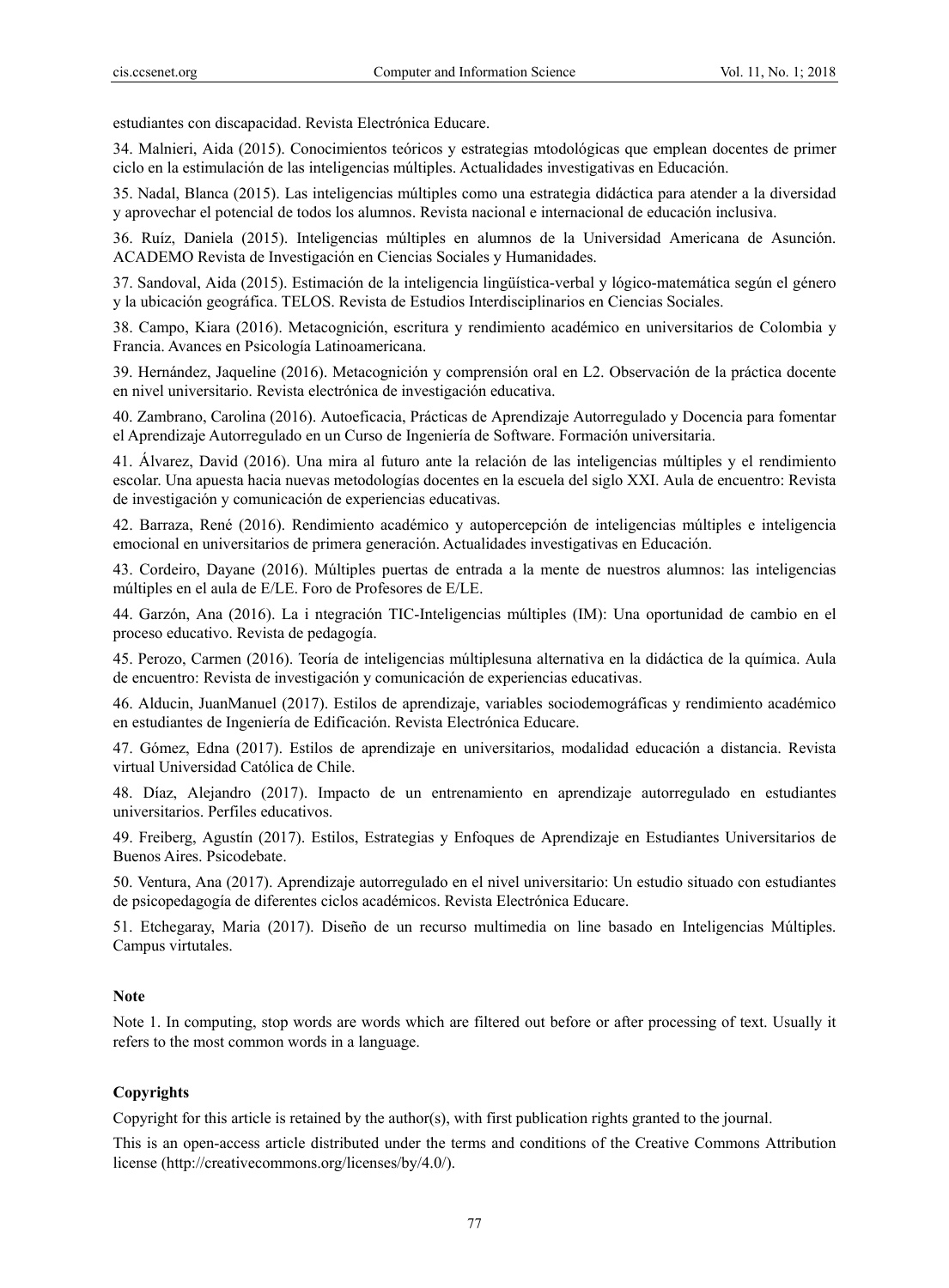estudiantes con discapacidad. Revista Electrónica Educare.

34. Malnieri, Aida (2015). Conocimientos teóricos y estrategias mtodológicas que emplean docentes de primer ciclo en la estimulación de las inteligencias múltiples. Actualidades investigativas en Educación.

35. Nadal, Blanca (2015). Las inteligencias múltiples como una estrategia didáctica para atender a la diversidad y aprovechar el potencial de todos los alumnos. Revista nacional e internacional de educación inclusiva.

36. Ruíz, Daniela (2015). Inteligencias múltiples en alumnos de la Universidad Americana de Asunción. ACADEMO Revista de Investigación en Ciencias Sociales y Humanidades.

37. Sandoval, Aida (2015). Estimación de la inteligencia lingüística-verbal y lógico-matemática según el género y la ubicación geográfica. TELOS. Revista de Estudios Interdisciplinarios en Ciencias Sociales.

38. Campo, Kiara (2016). Metacognición, escritura y rendimiento académico en universitarios de Colombia y Francia. Avances en Psicología Latinoamericana.

39. Hernández, Jaqueline (2016). Metacognición y comprensión oral en L2. Observación de la práctica docente en nivel universitario. Revista electrónica de investigación educativa.

40. Zambrano, Carolina (2016). Autoeficacia, Prácticas de Aprendizaje Autorregulado y Docencia para fomentar el Aprendizaje Autorregulado en un Curso de Ingeniería de Software. Formación universitaria.

41. Álvarez, David (2016). Una mira al futuro ante la relación de las inteligencias múltiples y el rendimiento escolar. Una apuesta hacia nuevas metodologías docentes en la escuela del siglo XXI. Aula de encuentro: Revista de investigación y comunicación de experiencias educativas.

42. Barraza, René (2016). Rendimiento académico y autopercepción de inteligencias múltiples e inteligencia emocional en universitarios de primera generación. Actualidades investigativas en Educación.

43. Cordeiro, Dayane (2016). Múltiples puertas de entrada a la mente de nuestros alumnos: las inteligencias múltiples en el aula de E/LE. Foro de Profesores de E/LE.

44. Garzón, Ana (2016). La i ntegración TIC-Inteligencias múltiples (IM): Una oportunidad de cambio en el proceso educativo. Revista de pedagogía.

45. Perozo, Carmen (2016). Teoría de inteligencias múltiplesuna alternativa en la didáctica de la química. Aula de encuentro: Revista de investigación y comunicación de experiencias educativas.

46. Alducin, JuanManuel (2017). Estilos de aprendizaje, variables sociodemográficas y rendimiento académico en estudiantes de Ingeniería de Edificación. Revista Electrónica Educare.

47. Gómez, Edna (2017). Estilos de aprendizaje en universitarios, modalidad educación a distancia. Revista virtual Universidad Católica de Chile.

48. Díaz, Alejandro (2017). Impacto de un entrenamiento en aprendizaje autorregulado en estudiantes universitarios. Perfiles educativos.

49. Freiberg, Agustín (2017). Estilos, Estrategias y Enfoques de Aprendizaje en Estudiantes Universitarios de Buenos Aires. Psicodebate.

50. Ventura, Ana (2017). Aprendizaje autorregulado en el nivel universitario: Un estudio situado con estudiantes de psicopedagogía de diferentes ciclos académicos. Revista Electrónica Educare.

51. Etchegaray, Maria (2017). Diseño de un recurso multimedia on line basado en Inteligencias Múltiples. Campus virtutales.

## Note

Note 1. In computing, stop words are words which are filtered out before or after processing of text. Usually it refers to the most common words in a language.

## Copyrights

Copyright for this article is retained by the author(s), with first publication rights granted to the journal.

This is an open-access article distributed under the terms and conditions of the Creative Commons Attribution license (http://creativecommons.org/licenses/by/4.0/).